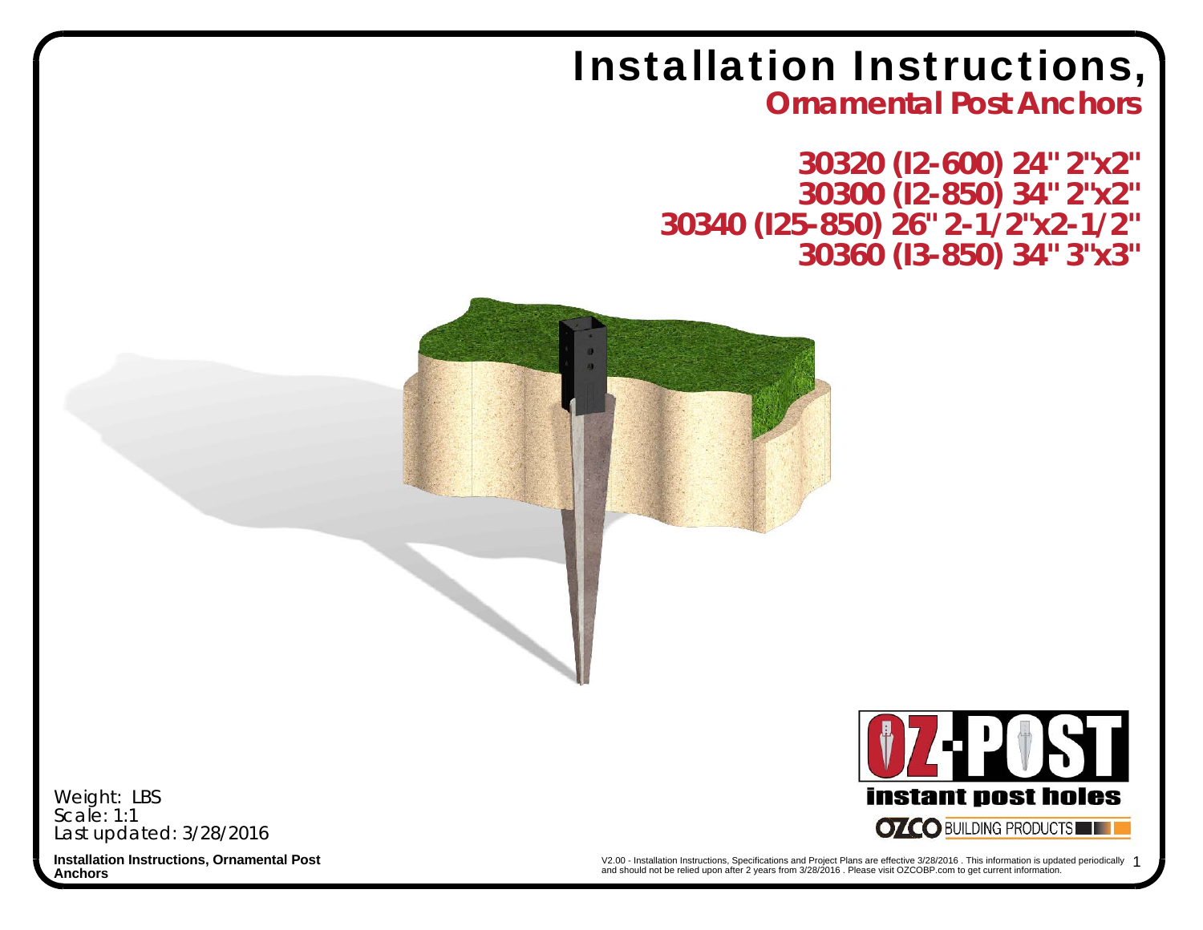# Installation Instructions,

## Ornamental Post Anchors

**30320 (I2-600) 24" 2"x2"**
**30300 (I2-850) 34" 2"x2"**
**30340 (I25-850) 26" 2-1/2"x2-1/2"**
**30360 (I3-850) 34" 3"x3"**

OZ-POST
instant post holes
OZCO BUILDING PRODUCTS

Weight: LBS
Scale: 1:1
Last updated: 3/28/2016

V2.00 - Installation Instructions, Specifications and Project Plans are effective 3/28/2016 . This information is updated periodically and should not be relied upon after 2 years from 3/28/2016 . Please visit OZCOBP.com to get current information.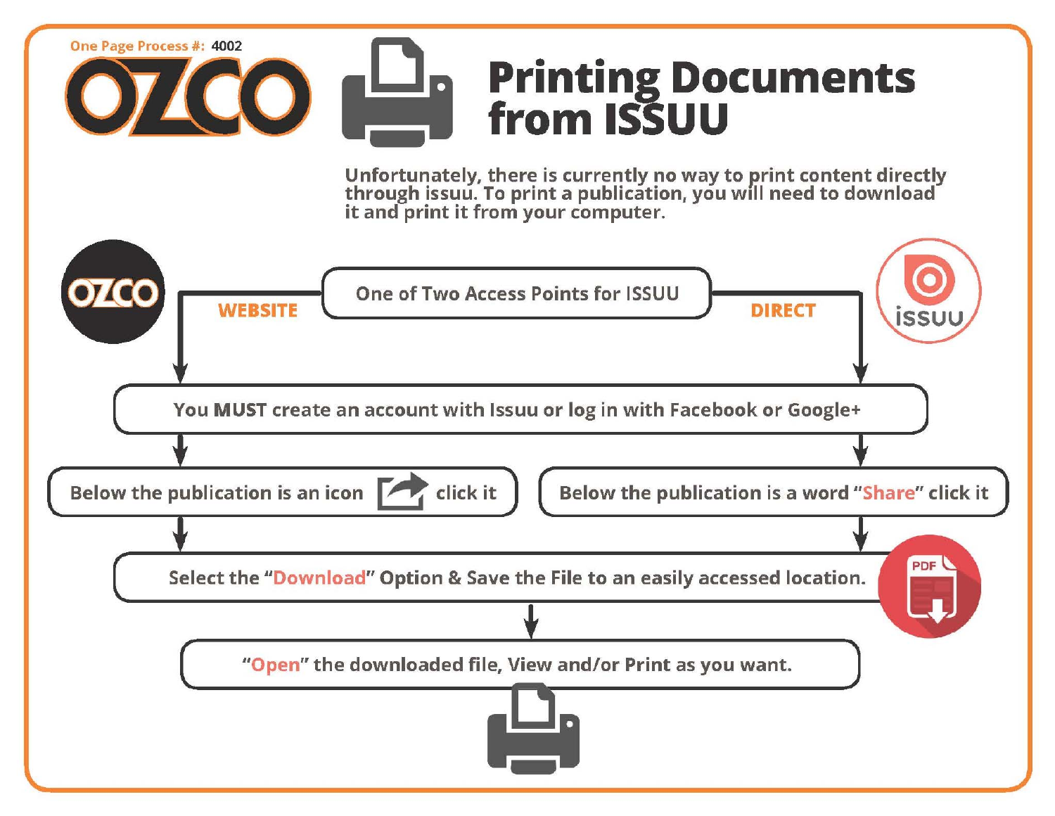One Page Process #: 4002

OZCO

# Printing Documents from ISSUU

Unfortunately, there is currently no way to print content directly through issuu. To print a publication, you will need to download it and print it from your computer.

One of Two Access Points for ISSUU

**WEBSITE** | **DIRECT**

You **MUST** create an account with Issuu or log in with Facebook or Google+

- **WEBSITE:** Below the publication is an icon click it
- **DIRECT:** Below the publication is a word "Share" click it

Select the "Download" Option & Save the File to an easily accessed location.

"Open" the downloaded file, View and/or Print as you want.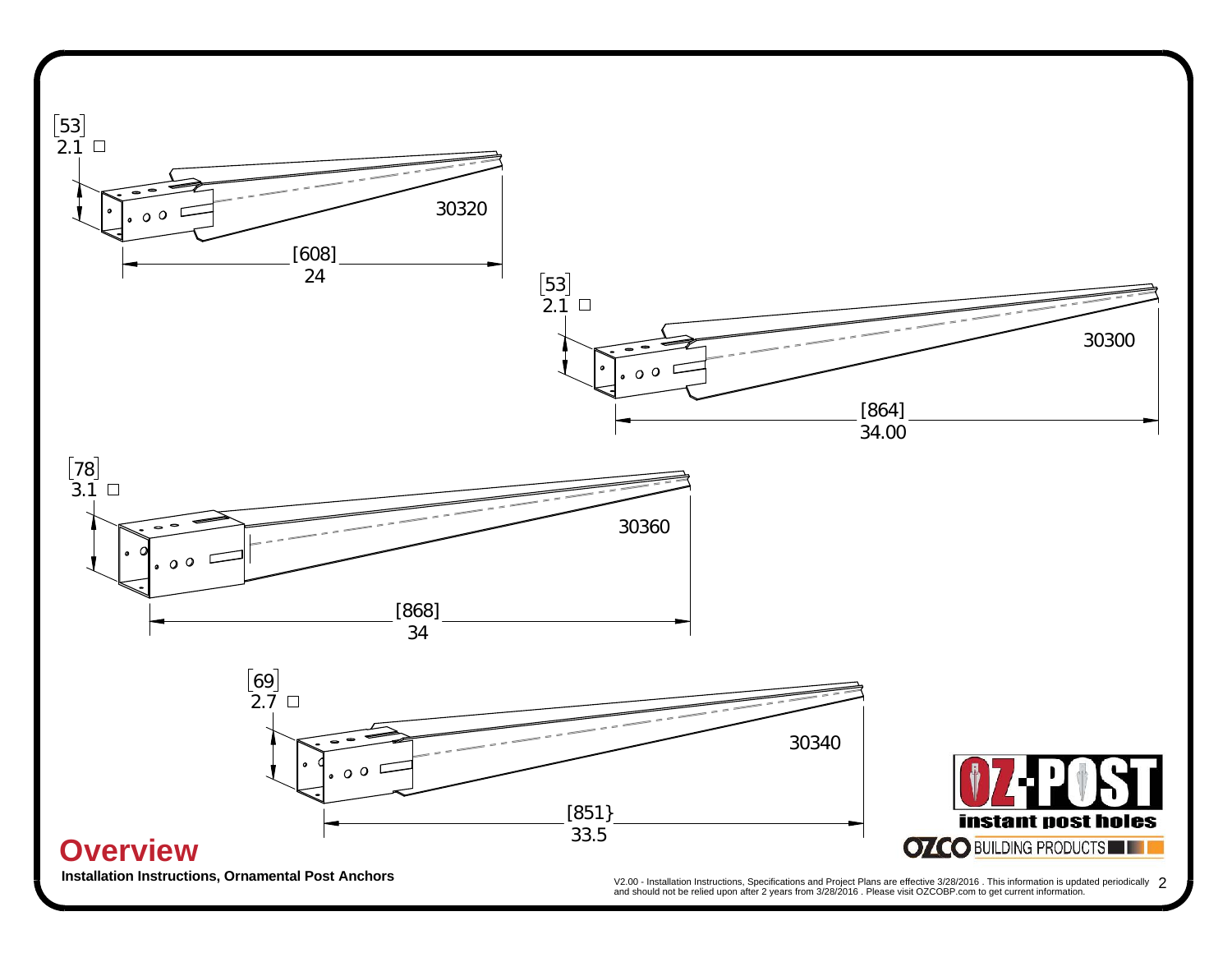[53]
2.1 □

30320

[608]
24

[53]
2.1 □

30300

[864]
34.00

[78]
3.1 □

30360

[868]
34

[69]
2.7 □

30340

[851}
33.5

OZ-POST
instant post holes
OZCO BUILDING PRODUCTS

# Overview

**Installation Instructions, Ornamental Post Anchors**

V2.00 - Installation Instructions, Specifications and Project Plans are effective 3/28/2016 . This information is updated periodically and should not be relied upon after 2 years from 3/28/2016 . Please visit OZCOBP.com to get current information.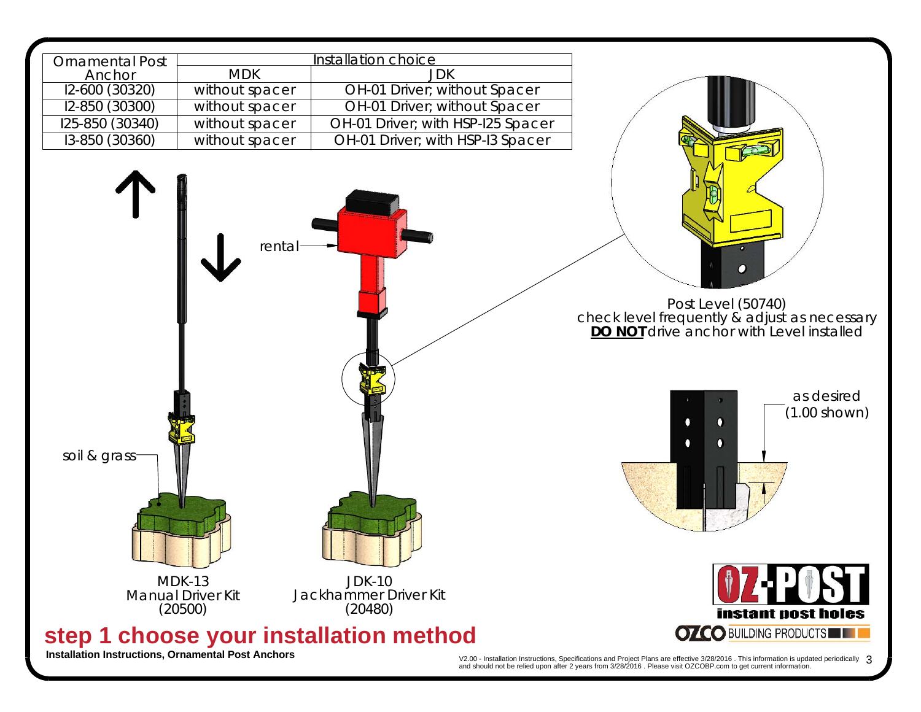| Ornamental Post Anchor | Installation choice | |
|---|---|---|
| | MDK | JDK |
| I2-600 (30320) | without spacer | OH-01 Driver; without Spacer |
| I2-850 (30300) | without spacer | OH-01 Driver; without Spacer |
| I25-850 (30340) | without spacer | OH-01 Driver; with HSP-I25 Spacer |
| I3-850 (30360) | without spacer | OH-01 Driver; with HSP-I3 Spacer |

rental

soil & grass

MDK-13
Manual Driver Kit
(20500)

JDK-10
Jackhammer Driver Kit
(20480)

Post Level (50740)
check level frequently & adjust as necessary
**DO NOT** drive anchor with Level installed

as desired
(1.00 shown)

OZ-POST instant post holes

OZCO BUILDING PRODUCTS

# step 1 choose your installation method

**Installation Instructions, Ornamental Post Anchors**

V2.00 - Installation Instructions, Specifications and Project Plans are effective 3/28/2016 . This information is updated periodically and should not be relied upon after 2 years from 3/28/2016 . Please visit OZCOBP.com to get current information.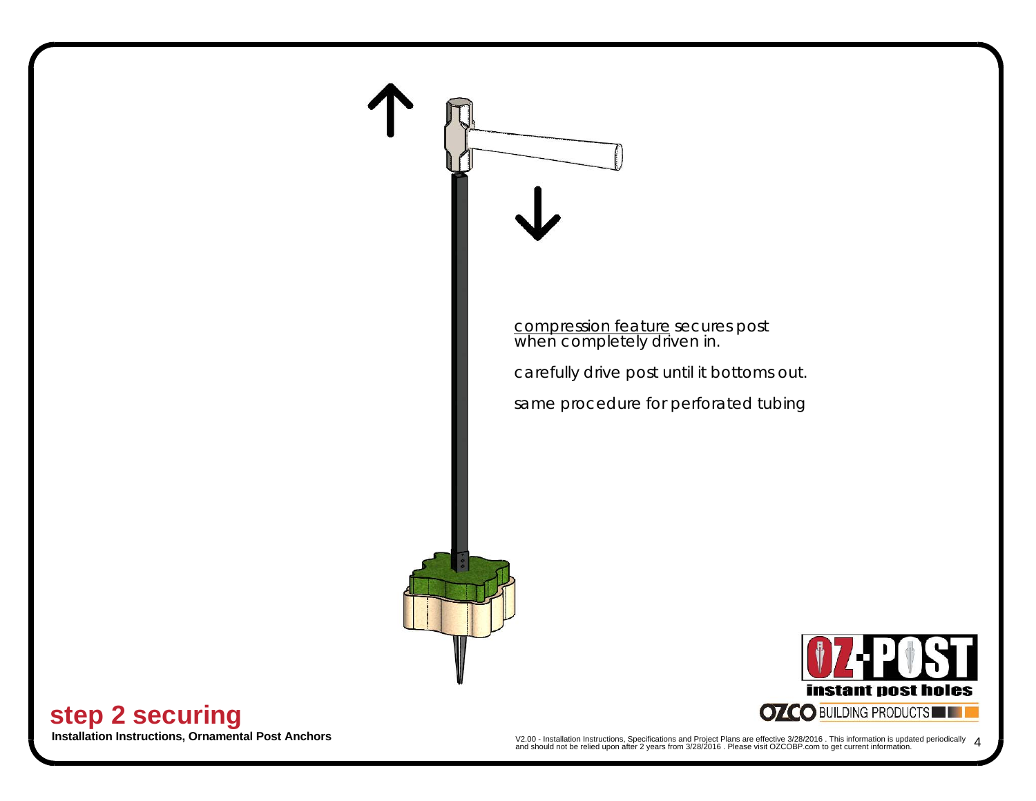compression feature secures post when completely driven in.

carefully drive post until it bottoms out.

same procedure for perforated tubing

## step 2 securing

**Installation Instructions, Ornamental Post Anchors**

V2.00 - Installation Instructions, Specifications and Project Plans are effective 3/28/2016 . This information is updated periodically and should not be relied upon after 2 years from 3/28/2016 . Please visit OZCOBP.com to get current information.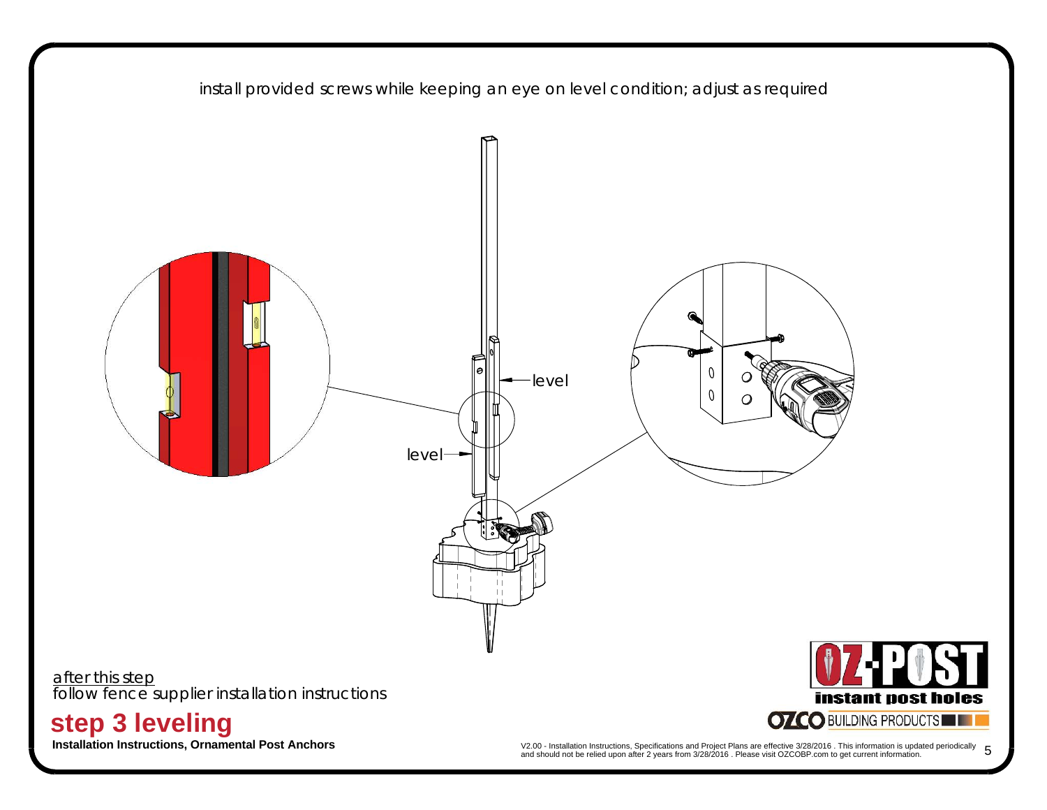install provided screws while keeping an eye on level condition; adjust as required

level

level

after this step
follow fence supplier installation instructions

# step 3 leveling

**Installation Instructions, Ornamental Post Anchors**

OZ-POST instant post holes

OZCO BUILDING PRODUCTS

V2.00 - Installation Instructions, Specifications and Project Plans are effective 3/28/2016 . This information is updated periodically and should not be relied upon after 2 years from 3/28/2016 . Please visit OZCOBP.com to get current information.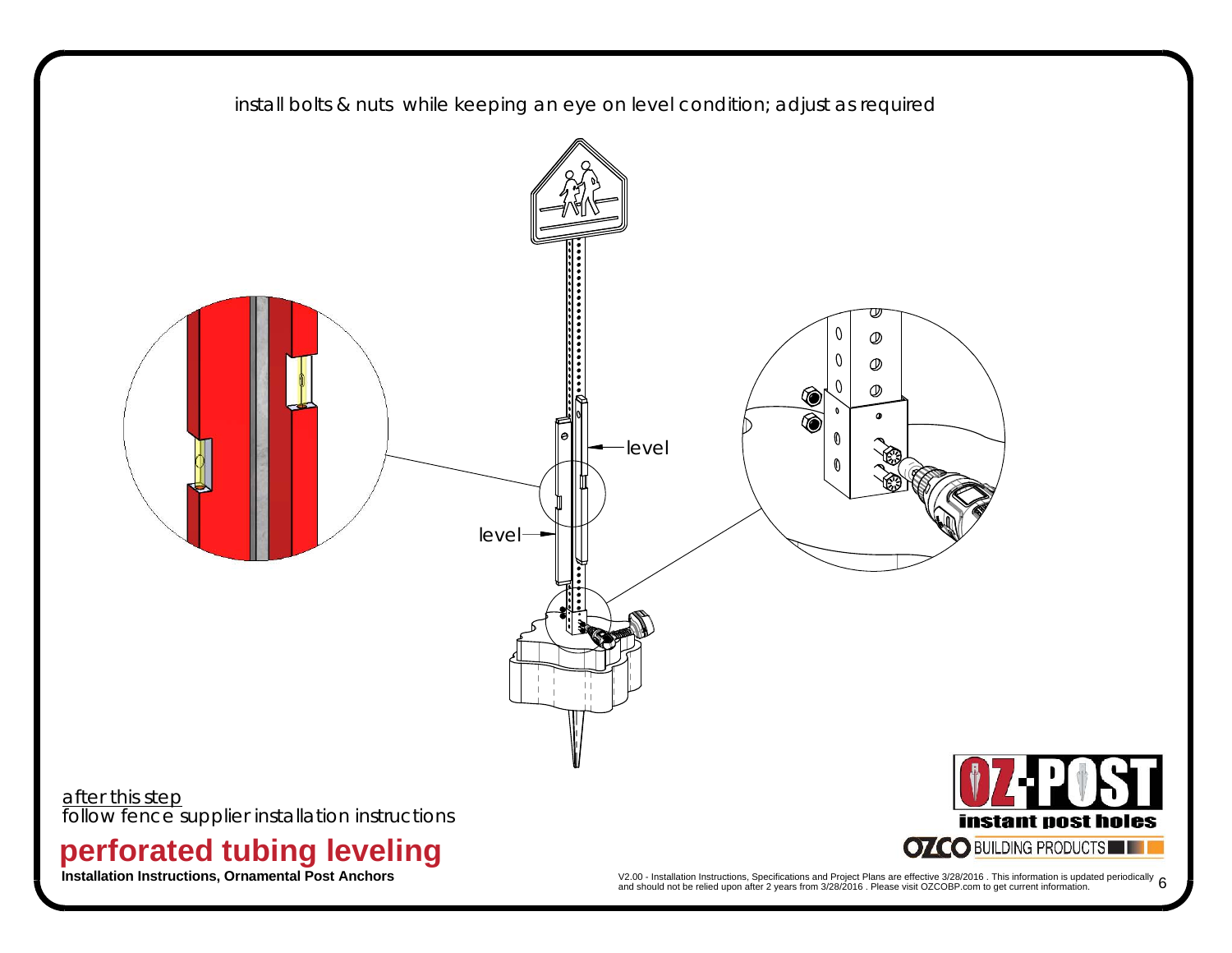install bolts & nuts while keeping an eye on level condition; adjust as required

level

level

after this step
follow fence supplier installation instructions

# perforated tubing leveling

**Installation Instructions, Ornamental Post Anchors**

OZ-POST instant post holes

OZCO BUILDING PRODUCTS

V2.00 - Installation Instructions, Specifications and Project Plans are effective 3/28/2016 . This information is updated periodically and should not be relied upon after 2 years from 3/28/2016 . Please visit OZCOBP.com to get current information.